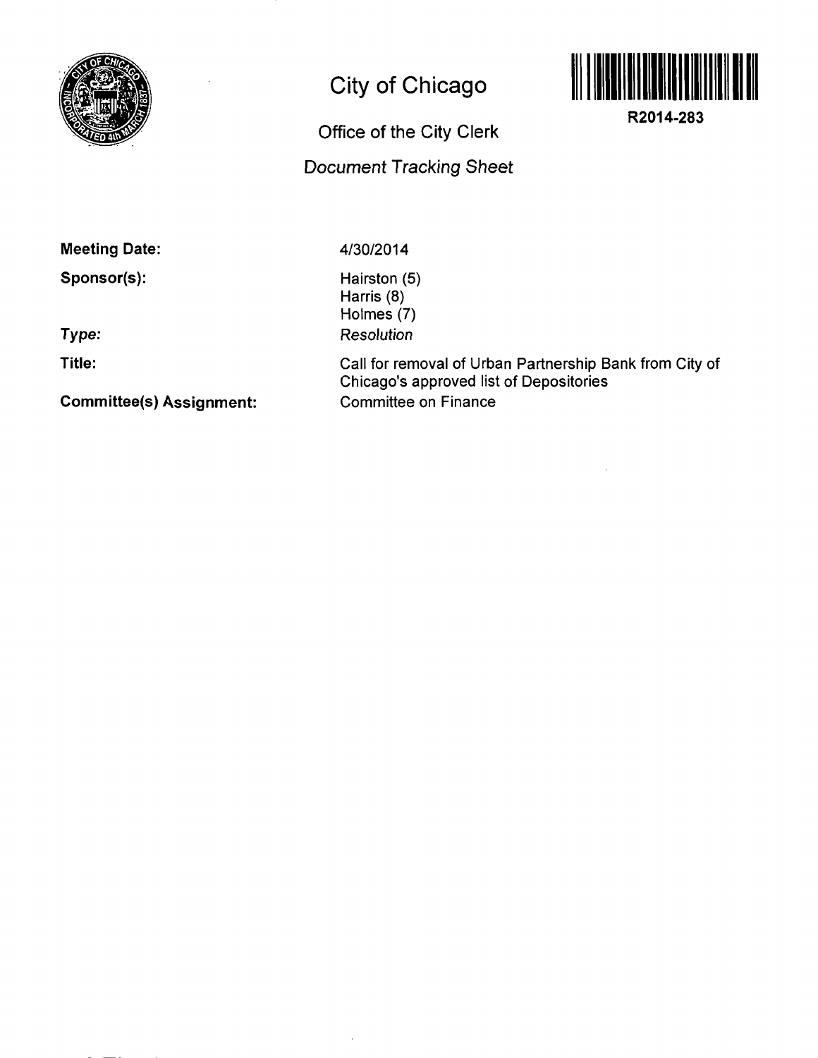# City of Chicago

## Office of the City Clerk

### *Document Tracking Sheet*

**R2014-283**

**Meeting Date:** 4/30/2014

**Sponsor(s):** Hairston (5)
Harris (8)
Holmes (7)

**Type:** *Resolution*

**Title:** Call for removal of Urban Partnership Bank from City of Chicago's approved list of Depositories

**Committee(s) Assignment:** Committee on Finance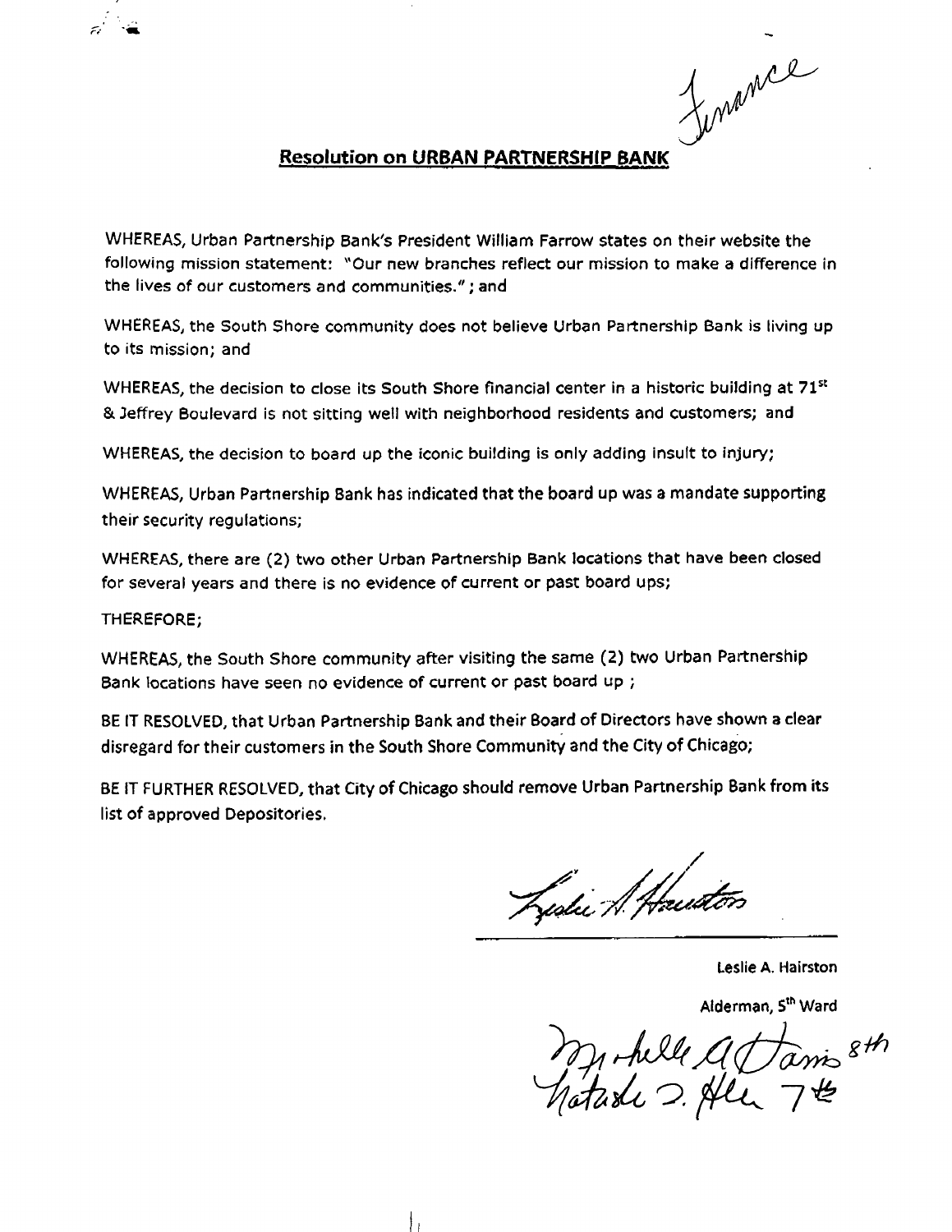Finance

## Resolution on URBAN PARTNERSHIP BANK

WHEREAS, Urban Partnership Bank's President William Farrow states on their website the following mission statement: "Our new branches reflect our mission to make a difference in the lives of our customers and communities."; and

WHEREAS, the South Shore community does not believe Urban Partnership Bank is living up to its mission; and

WHEREAS, the decision to close its South Shore financial center in a historic building at 71st & Jeffrey Boulevard is not sitting well with neighborhood residents and customers; and

WHEREAS, the decision to board up the iconic building is only adding insult to injury;

WHEREAS, Urban Partnership Bank has indicated that the board up was a mandate supporting their security regulations;

WHEREAS, there are (2) two other Urban Partnership Bank locations that have been closed for several years and there is no evidence of current or past board ups;

THEREFORE;

WHEREAS, the South Shore community after visiting the same (2) two Urban Partnership Bank locations have seen no evidence of current or past board up ;

BE IT RESOLVED, that Urban Partnership Bank and their Board of Directors have shown a clear disregard for their customers in the South Shore Community and the City of Chicago;

BE IT FURTHER RESOLVED, that City of Chicago should remove Urban Partnership Bank from its list of approved Depositories.

Leslie A. Hairston

Leslie A. Hairston

Alderman, 5th Ward

Michelle A. Harris 8th

Natashia D. Holmes 7th